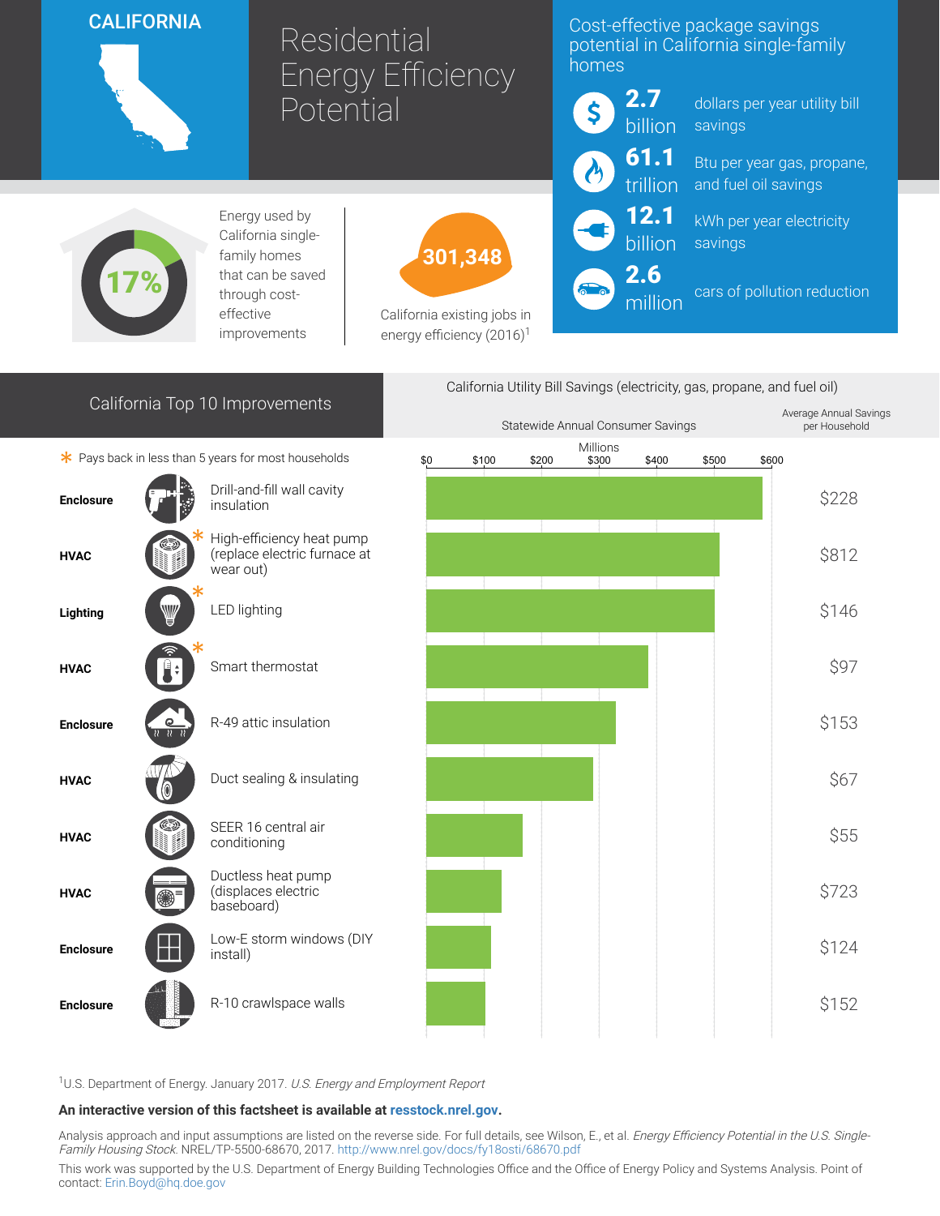# CALIFORNIA

# Residential Energy Efficiency Potential

## Cost-effective package savings potential in California single-family homes

- **2.7 billion** dollars per year utility bill savings
- **61.1 trillion** Btu per year gas, propane, and fuel oil savings
- **12.1 billion** kWh per year electricity savings
- **2.6 million** cars of pollution reduction

**17%** Energy used by California single-family homes that can be saved through cost-effective improvements

**301,348** California existing jobs in energy efficiency (2016)[1]

## California Top 10 Improvements

\* Pays back in less than 5 years for most households

California Utility Bill Savings (electricity, gas, propane, and fuel oil)

| Category | Improvement | Statewide Annual Consumer Savings (Millions) | Average Annual Savings per Household |
|---|---|---|---|
| Enclosure | Drill-and-fill wall cavity insulation | ~$585 | $228 |
| HVAC | High-efficiency heat pump (replace electric furnace at wear out) * | ~$510 | $812 |
| Lighting | LED lighting * | ~$500 | $146 |
| HVAC | Smart thermostat * | ~$385 | $97 |
| Enclosure | R-49 attic insulation | ~$330 | $153 |
| HVAC | Duct sealing & insulating | ~$290 | $67 |
| HVAC | SEER 16 central air conditioning | ~$168 | $55 |
| HVAC | Ductless heat pump (displaces electric baseboard) | ~$130 | $723 |
| Enclosure | Low-E storm windows (DIY install) | ~$112 | $124 |
| Enclosure | R-10 crawlspace walls | ~$103 | $152 |

[1]U.S. Department of Energy. January 2017. *U.S. Energy and Employment Report*

**An interactive version of this factsheet is available at resstock.nrel.gov.**

Analysis approach and input assumptions are listed on the reverse side. For full details, see Wilson, E., et al. *Energy Efficiency Potential in the U.S. Single-Family Housing Stock*. NREL/TP-5500-68670, 2017. http://www.nrel.gov/docs/fy18osti/68670.pdf

This work was supported by the U.S. Department of Energy Building Technologies Office and the Office of Energy Policy and Systems Analysis. Point of contact: Erin.Boyd@hq.doe.gov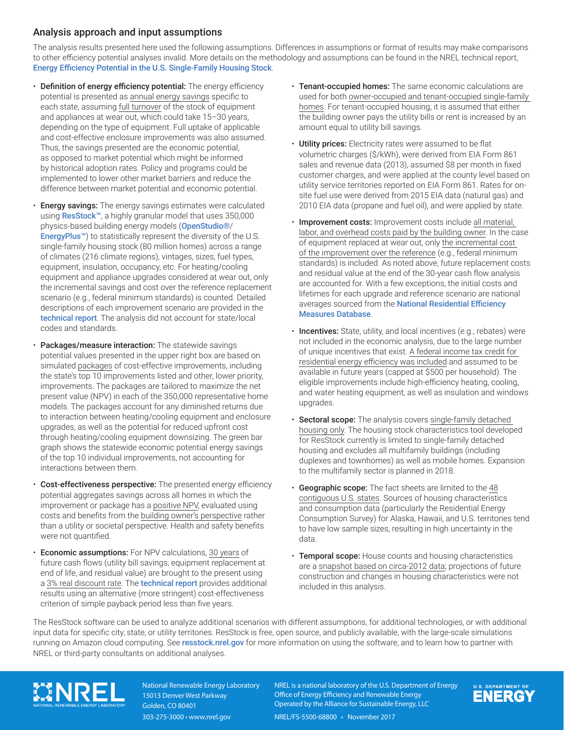## Analysis approach and input assumptions

The analysis results presented here used the following assumptions. Differences in assumptions or format of results may make comparisons to other efficiency potential analyses invalid. More details on the methodology and assumptions can be found in the NREL technical report, Energy Efficiency Potential in the U.S. Single-Family Housing Stock.

- **Definition of energy efficiency potential:** The energy efficiency potential is presented as annual energy savings specific to each state, assuming full turnover of the stock of equipment and appliances at wear out, which could take 15–30 years, depending on the type of equipment. Full uptake of applicable and cost-effective enclosure improvements was also assumed. Thus, the savings presented are the economic potential, as opposed to market potential which might be informed by historical adoption rates. Policy and programs could be implemented to lower other market barriers and reduce the difference between market potential and economic potential.
- **Energy savings:** The energy savings estimates were calculated using ResStock™, a highly granular model that uses 350,000 physics-based building energy models (OpenStudio®/EnergyPlus™) to statistically represent the diversity of the U.S. single-family housing stock (80 million homes) across a range of climates (216 climate regions), vintages, sizes, fuel types, equipment, insulation, occupancy, etc. For heating/cooling equipment and appliance upgrades considered at wear out, only the incremental savings and cost over the reference replacement scenario (e.g., federal minimum standards) is counted. Detailed descriptions of each improvement scenario are provided in the technical report. The analysis did not account for state/local codes and standards.
- **Packages/measure interaction:** The statewide savings potential values presented in the upper right box are based on simulated packages of cost-effective improvements, including the state's top 10 improvements listed and other, lower priority, improvements. The packages are tailored to maximize the net present value (NPV) in each of the 350,000 representative home models. The packages account for any diminished returns due to interaction between heating/cooling equipment and enclosure upgrades, as well as the potential for reduced upfront cost through heating/cooling equipment downsizing. The green bar graph shows the statewide economic potential energy savings of the top 10 individual improvements, not accounting for interactions between them.
- **Cost-effectiveness perspective:** The presented energy efficiency potential aggregates savings across all homes in which the improvement or package has a positive NPV, evaluated using costs and benefits from the building owner's perspective rather than a utility or societal perspective. Health and safety benefits were not quantified.
- **Economic assumptions:** For NPV calculations, 30 years of future cash flows (utility bill savings, equipment replacement at end of life, and residual value) are brought to the present using a 3% real discount rate. The technical report provides additional results using an alternative (more stringent) cost-effectiveness criterion of simple payback period less than five years.
- **Tenant-occupied homes:** The same economic calculations are used for both owner-occupied and tenant-occupied single-family homes. For tenant-occupied housing, it is assumed that either the building owner pays the utility bills or rent is increased by an amount equal to utility bill savings.
- **Utility prices:** Electricity rates were assumed to be flat volumetric charges ($/kWh), were derived from EIA Form 861 sales and revenue data (2013), assumed $8 per month in fixed customer charges, and were applied at the county level based on utility service territories reported on EIA Form 861. Rates for on-site fuel use were derived from 2015 EIA data (natural gas) and 2010 EIA data (propane and fuel oil), and were applied by state.
- **Improvement costs:** Improvement costs include all material, labor, and overhead costs paid by the building owner. In the case of equipment replaced at wear out, only the incremental cost of the improvement over the reference (e.g., federal minimum standards) is included. As noted above, future replacement costs and residual value at the end of the 30-year cash flow analysis are accounted for. With a few exceptions, the initial costs and lifetimes for each upgrade and reference scenario are national averages sourced from the National Residential Efficiency Measures Database.
- **Incentives:** State, utility, and local incentives (e.g., rebates) were not included in the economic analysis, due to the large number of unique incentives that exist. A federal income tax credit for residential energy efficiency was included and assumed to be available in future years (capped at $500 per household). The eligible improvements include high-efficiency heating, cooling, and water heating equipment, as well as insulation and windows upgrades.
- **Sectoral scope:** The analysis covers single-family detached housing only. The housing stock characteristics tool developed for ResStock currently is limited to single-family detached housing and excludes all multifamily buildings (including duplexes and townhomes) as well as mobile homes. Expansion to the multifamily sector is planned in 2018.
- **Geographic scope:** The fact sheets are limited to the 48 contiguous U.S. states. Sources of housing characteristics and consumption data (particularly the Residential Energy Consumption Survey) for Alaska, Hawaii, and U.S. territories tend to have low sample sizes, resulting in high uncertainty in the data.
- **Temporal scope:** House counts and housing characteristics are a snapshot based on circa-2012 data; projections of future construction and changes in housing characteristics were not included in this analysis.

The ResStock software can be used to analyze additional scenarios with different assumptions, for additional technologies, or with additional input data for specific city, state, or utility territories. ResStock is free, open source, and publicly available, with the large-scale simulations running on Amazon cloud computing. See resstock.nrel.gov for more information on using the software, and to learn how to partner with NREL or third-party consultants on additional analyses.

National Renewable Energy Laboratory
15013 Denver West Parkway
Golden, CO 80401
303-275-3000 • www.nrel.gov

NREL is a national laboratory of the U.S. Department of Energy Office of Energy Efficiency and Renewable Energy Operated by the Alliance for Sustainable Energy, LLC

NREL/FS-5500-68800 • November 2017